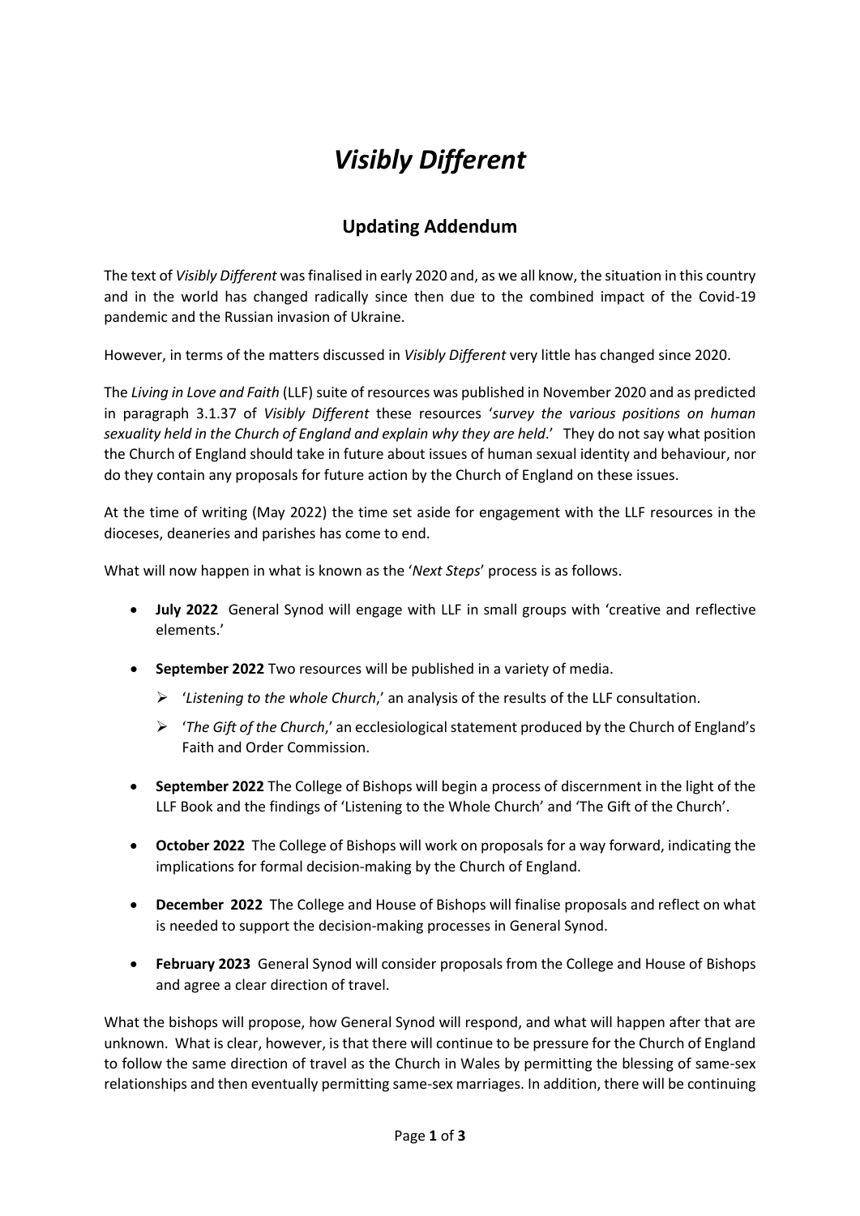# *Visibly Different*

## Updating Addendum

The text of *Visibly Different* was finalised in early 2020 and, as we all know, the situation in this country and in the world has changed radically since then due to the combined impact of the Covid-19 pandemic and the Russian invasion of Ukraine.

However, in terms of the matters discussed in *Visibly Different* very little has changed since 2020.

The *Living in Love and Faith* (LLF) suite of resources was published in November 2020 and as predicted in paragraph 3.1.37 of *Visibly Different* these resources '*survey the various positions on human sexuality held in the Church of England and explain why they are held*.' They do not say what position the Church of England should take in future about issues of human sexual identity and behaviour, nor do they contain any proposals for future action by the Church of England on these issues.

At the time of writing (May 2022) the time set aside for engagement with the LLF resources in the dioceses, deaneries and parishes has come to end.

What will now happen in what is known as the '*Next Steps*' process is as follows.

- **July 2022** General Synod will engage with LLF in small groups with 'creative and reflective elements.'
- **September 2022** Two resources will be published in a variety of media.
  - '*Listening to the whole Church*,' an analysis of the results of the LLF consultation.
  - '*The Gift of the Church*,' an ecclesiological statement produced by the Church of England's Faith and Order Commission.
- **September 2022** The College of Bishops will begin a process of discernment in the light of the LLF Book and the findings of 'Listening to the Whole Church' and 'The Gift of the Church'.
- **October 2022** The College of Bishops will work on proposals for a way forward, indicating the implications for formal decision-making by the Church of England.
- **December 2022** The College and House of Bishops will finalise proposals and reflect on what is needed to support the decision-making processes in General Synod.
- **February 2023** General Synod will consider proposals from the College and House of Bishops and agree a clear direction of travel.

What the bishops will propose, how General Synod will respond, and what will happen after that are unknown. What is clear, however, is that there will continue to be pressure for the Church of England to follow the same direction of travel as the Church in Wales by permitting the blessing of same-sex relationships and then eventually permitting same-sex marriages. In addition, there will be continuing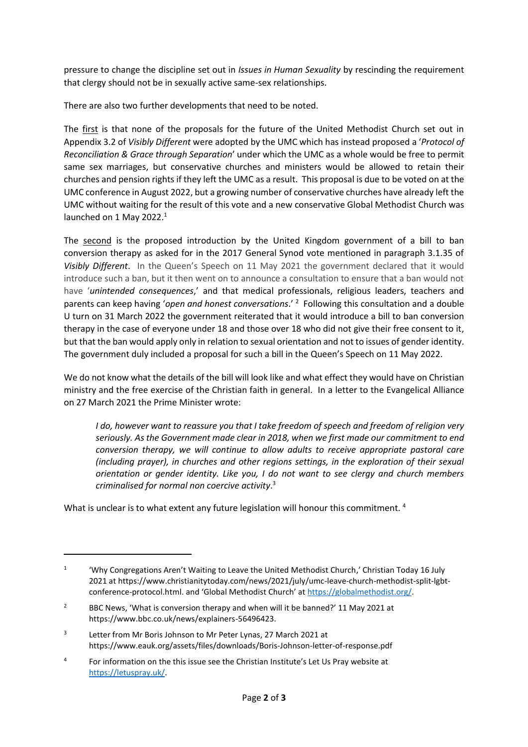pressure to change the discipline set out in *Issues in Human Sexuality* by rescinding the requirement that clergy should not be in sexually active same-sex relationships.

There are also two further developments that need to be noted.

The first is that none of the proposals for the future of the United Methodist Church set out in Appendix 3.2 of *Visibly Different* were adopted by the UMC which has instead proposed a '*Protocol of Reconciliation & Grace through Separation*' under which the UMC as a whole would be free to permit same sex marriages, but conservative churches and ministers would be allowed to retain their churches and pension rights if they left the UMC as a result. This proposal is due to be voted on at the UMC conference in August 2022, but a growing number of conservative churches have already left the UMC without waiting for the result of this vote and a new conservative Global Methodist Church was launched on 1 May 2022.[1]

The second is the proposed introduction by the United Kingdom government of a bill to ban conversion therapy as asked for in the 2017 General Synod vote mentioned in paragraph 3.1.35 of *Visibly Different*. In the Queen's Speech on 11 May 2021 the government declared that it would introduce such a ban, but it then went on to announce a consultation to ensure that a ban would not have '*unintended consequences*,' and that medical professionals, religious leaders, teachers and parents can keep having '*open and honest conversations*.'[2] Following this consultation and a double U turn on 31 March 2022 the government reiterated that it would introduce a bill to ban conversion therapy in the case of everyone under 18 and those over 18 who did not give their free consent to it, but that the ban would apply only in relation to sexual orientation and not to issues of gender identity. The government duly included a proposal for such a bill in the Queen's Speech on 11 May 2022.

We do not know what the details of the bill will look like and what effect they would have on Christian ministry and the free exercise of the Christian faith in general. In a letter to the Evangelical Alliance on 27 March 2021 the Prime Minister wrote:

> *I do, however want to reassure you that I take freedom of speech and freedom of religion very seriously. As the Government made clear in 2018, when we first made our commitment to end conversion therapy, we will continue to allow adults to receive appropriate pastoral care (including prayer), in churches and other regions settings, in the exploration of their sexual orientation or gender identity. Like you, I do not want to see clergy and church members criminalised for normal non coercive activity*.[3]

What is unclear is to what extent any future legislation will honour this commitment.[4]

---

[1] 'Why Congregations Aren't Waiting to Leave the United Methodist Church,' Christian Today 16 July 2021 at https://www.christianitytoday.com/news/2021/july/umc-leave-church-methodist-split-lgbt-conference-protocol.html. and 'Global Methodist Church' at https://globalmethodist.org/.

[2] BBC News, 'What is conversion therapy and when will it be banned?' 11 May 2021 at https://www.bbc.co.uk/news/explainers-56496423.

[3] Letter from Mr Boris Johnson to Mr Peter Lynas, 27 March 2021 at https://www.eauk.org/assets/files/downloads/Boris-Johnson-letter-of-response.pdf

[4] For information on the this issue see the Christian Institute's Let Us Pray website at https://letuspray.uk/.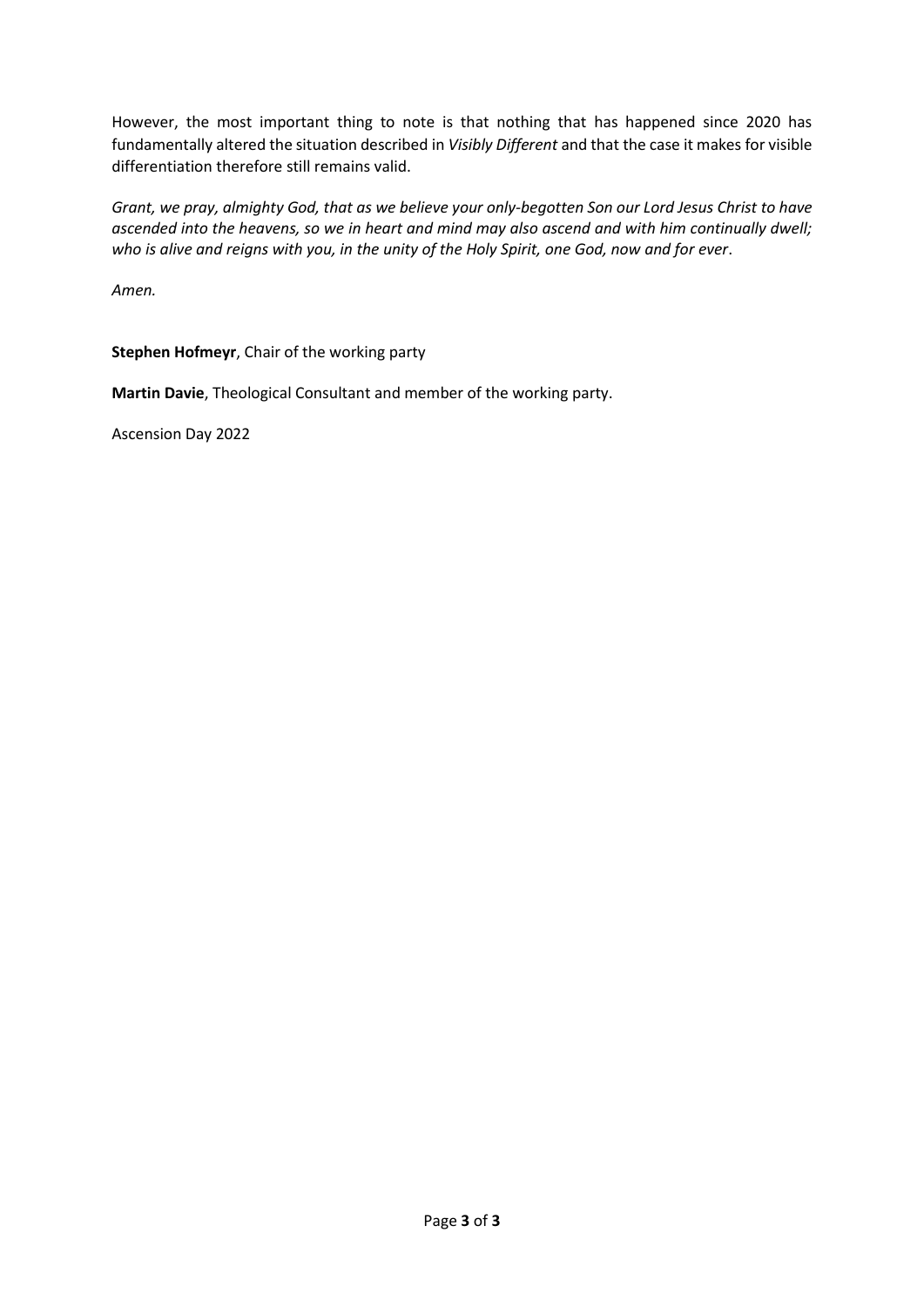However, the most important thing to note is that nothing that has happened since 2020 has fundamentally altered the situation described in *Visibly Different* and that the case it makes for visible differentiation therefore still remains valid.

*Grant, we pray, almighty God, that as we believe your only-begotten Son our Lord Jesus Christ to have ascended into the heavens, so we in heart and mind may also ascend and with him continually dwell; who is alive and reigns with you, in the unity of the Holy Spirit, one God, now and for ever*.

*Amen.*

**Stephen Hofmeyr**, Chair of the working party

**Martin Davie**, Theological Consultant and member of the working party.

Ascension Day 2022